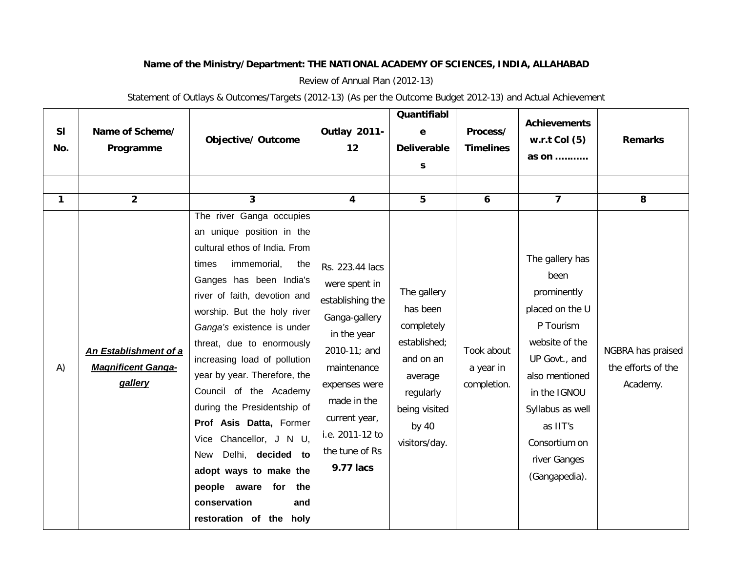**Name of the Ministry/Department: THE NATIONAL ACADEMY OF SCIENCES, INDIA, ALLAHABAD**

Review of Annual Plan (2012-13)

Statement of Outlays & Outcomes/Targets (2012-13) (As per the Outcome Budget 2012-13) and Actual Achievement

| Sl No. | Name of Scheme/ Programme | Objective/ Outcome | Outlay 2011-12 | Quantifiable Deliverables | Process/ Timelines | Achievements w.r.t Col (5) as on ……….. | Remarks |
|---|---|---|---|---|---|---|---|
| | | | | | | | |
| **1** | **2** | **3** | **4** | **5** | **6** | **7** | **8** |
| A) | ***An Establishment of a Magnificent Ganga-gallery*** | The river Ganga occupies an unique position in the cultural ethos of India. From times immemorial, the Ganges has been India's river of faith, devotion and worship. But the holy river *Ganga's* existence is under threat, due to enormously increasing load of pollution year by year. Therefore, the Council of the Academy during the Presidentship of **Prof Asis Datta,** Former Vice Chancellor, J N U, New Delhi, **decided to adopt ways to make the people aware for the conservation and restoration of the holy** | Rs. 223.44 lacs were spent in establishing the Ganga-gallery in the year 2010-11; and maintenance expenses were made in the current year, i.e. 2011-12 to the tune of Rs **9.77 lacs** | The gallery has been completely established; and on an average regularly being visited by 40 visitors/day. | Took about a year in completion. | The gallery has been prominently placed on the U P Tourism website of the UP Govt., and also mentioned in the IGNOU Syllabus as well as IIT's Consortium on river Ganges (Gangapedia). | NGBRA has praised the efforts of the Academy. |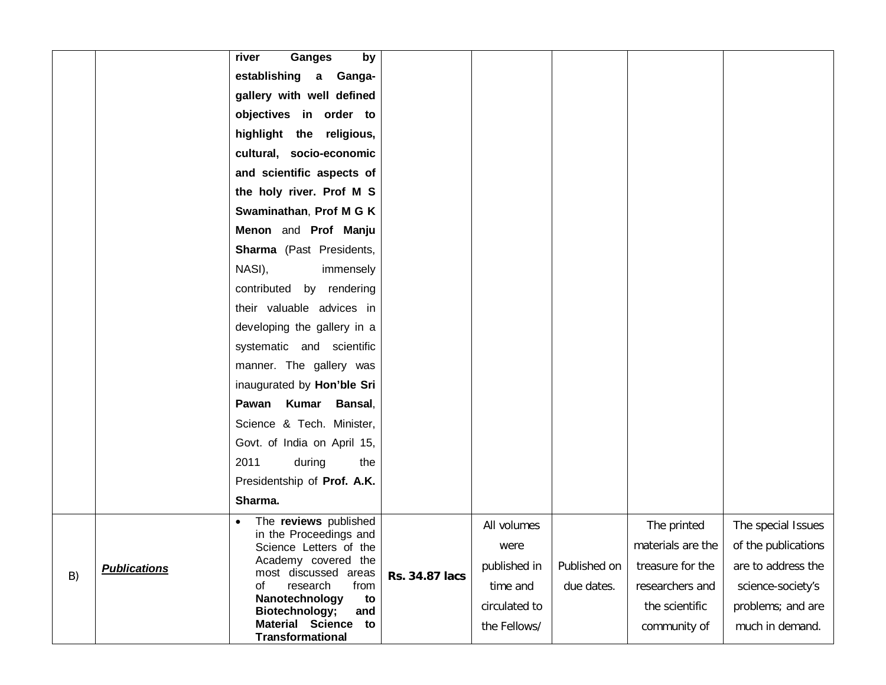| | | | | | | | |
|---|---|---|---|---|---|---|---|
| | | **river Ganges by establishing a Ganga-gallery with well defined objectives in order to highlight the religious, cultural, socio-economic and scientific aspects of the holy river. Prof M S Swaminathan**, **Prof M G K Menon** and **Prof Manju Sharma** (Past Presidents, NASI), immensely contributed by rendering their valuable advices in developing the gallery in a systematic and scientific manner. The gallery was inaugurated by **Hon'ble Sri Pawan Kumar Bansal**, Science & Tech. Minister, Govt. of India on April 15, 2011 during the Presidentship of **Prof. A.K. Sharma.** | | | | | |
| B) | ***Publications*** | • The **reviews** published in the Proceedings and Science Letters of the Academy covered the most discussed areas of research from **Nanotechnology to Biotechnology; and Material Science to Transformational** | **Rs. 34.87 lacs** | All volumes were published in time and circulated to the Fellows/ | Published on due dates. | The printed materials are the treasure for the researchers and the scientific community of | The special Issues of the publications are to address the science-society's problems; and are much in demand. |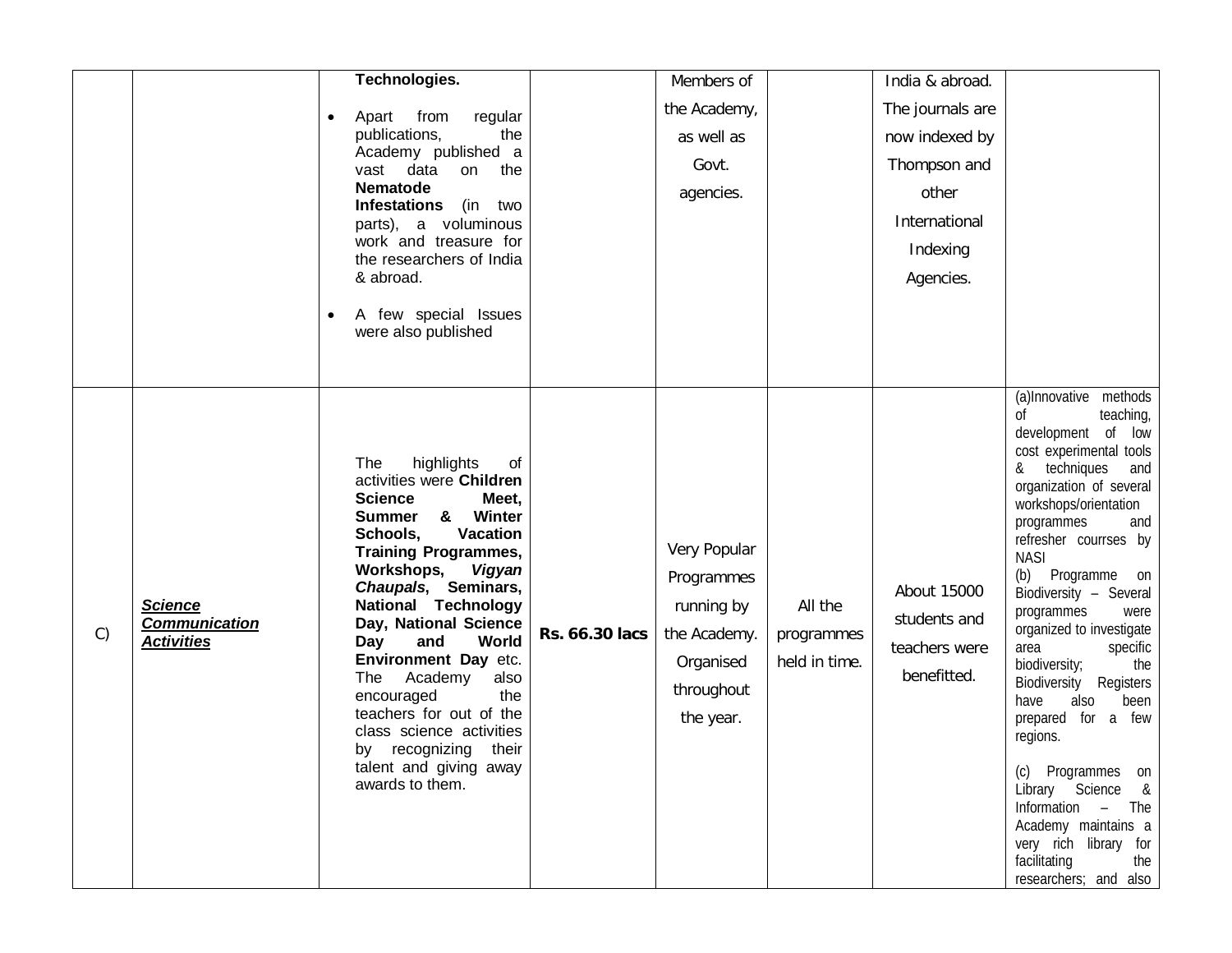| | | | | | | | |
|---|---|---|---|---|---|---|---|
| | | **Technologies.**<br>• Apart from regular publications, the Academy published a vast data on the **Nematode Infestations** (in two parts), a voluminous work and treasure for the researchers of India & abroad.<br>• A few special Issues were also published | | Members of the Academy, as well as Govt. agencies. | | India & abroad. The journals are now indexed by Thompson and other International Indexing Agencies. | |
| C) | ***Science Communication Activities*** | The highlights of activities were **Children Science Meet, Summer & Winter Schools, Vacation Training Programmes, Workshops, *Vigyan Chaupals*, Seminars, National Technology Day, National Science Day and World Environment Day** etc. The Academy also encouraged the teachers for out of the class science activities by recognizing their talent and giving away awards to them. | **Rs. 66.30 lacs** | Very Popular Programmes running by the Academy. Organised throughout the year. | All the programmes held in time. | About 15000 students and teachers were benefitted. | (a)Innovative methods of teaching, development of low cost experimental tools & techniques and organization of several workshops/orientation programmes and refresher courrses by NASI<br>(b) Programme on Biodiversity – Several programmes were organized to investigate area specific biodiversity; the Biodiversity Registers have also been prepared for a few regions.<br>(c) Programmes on Library Science & Information – The Academy maintains a very rich library for facilitating the researchers; and also |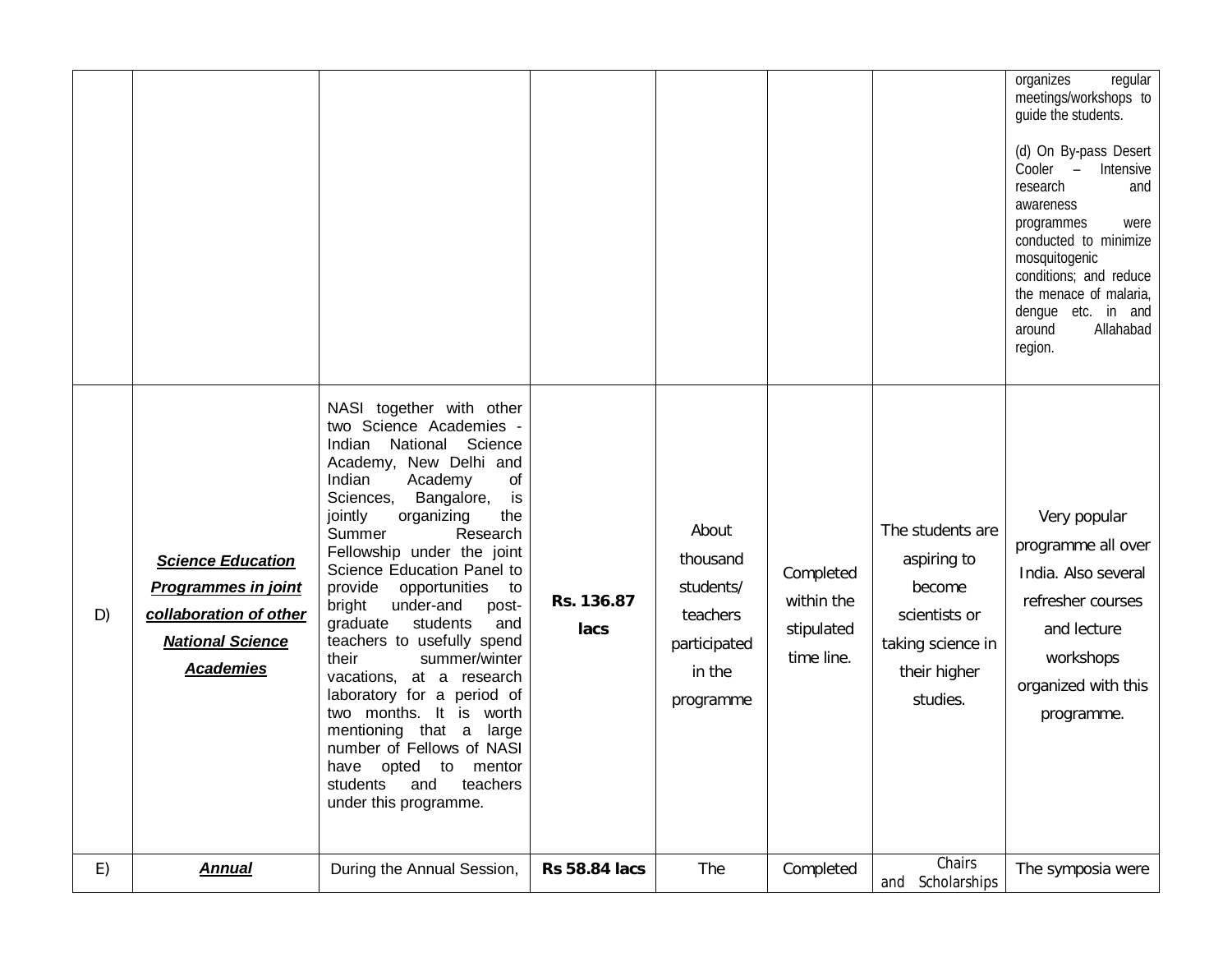|  |  |  |  |  |  |  | organizes regular meetings/workshops to guide the students.<br><br>(d) On By-pass Desert Cooler – Intensive research and awareness programmes were conducted to minimize mosquitogenic conditions; and reduce the menace of malaria, dengue etc. in and around Allahabad region. |
|---|---|---|---|---|---|---|---|
| D) | ***Science Education Programmes in joint collaboration of other National Science Academies*** | NASI together with other two Science Academies - Indian National Science Academy, New Delhi and Indian Academy of Sciences, Bangalore, is jointly organizing the Summer Research Fellowship under the joint Science Education Panel to provide opportunities to bright under-and post-graduate students and teachers to usefully spend their summer/winter vacations, at a research laboratory for a period of two months. It is worth mentioning that a large number of Fellows of NASI have opted to mentor students and teachers under this programme. | **Rs. 136.87 lacs** | About thousand students/ teachers participated in the programme | Completed within the stipulated time line. | The students are aspiring to become scientists or taking science in their higher studies. | Very popular programme all over India. Also several refresher courses and lecture workshops organized with this programme. |
| E) | ***Annual*** | During the Annual Session, | **Rs 58.84 lacs** | The | Completed | Chairs and Scholarships | The symposia were |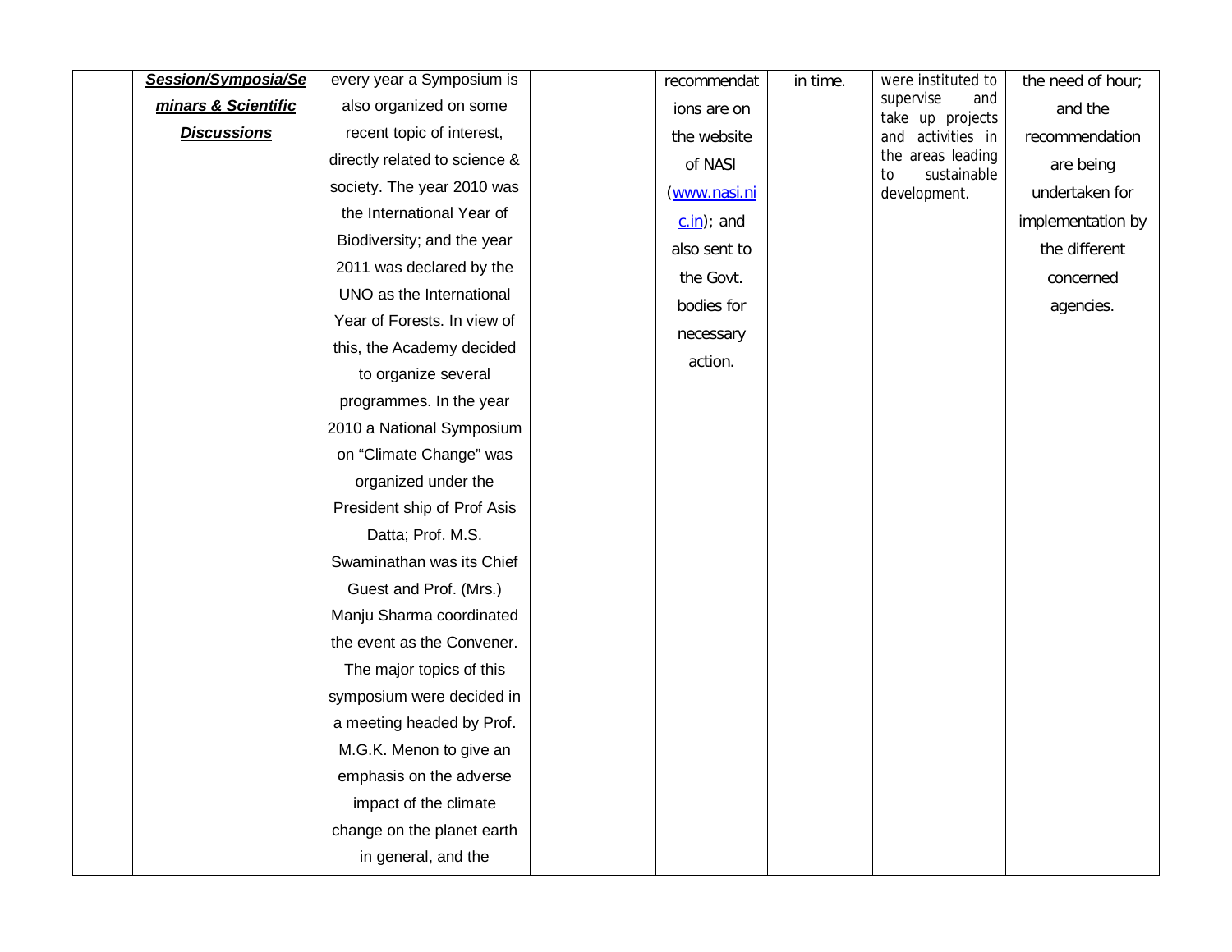|  | ***Session/Symposia/Seminars & Scientific Discussions*** | every year a Symposium is also organized on some recent topic of interest, directly related to science & society. The year 2010 was the International Year of Biodiversity; and the year 2011 was declared by the UNO as the International Year of Forests. In view of this, the Academy decided to organize several programmes. In the year 2010 a National Symposium on "Climate Change" was organized under the President ship of Prof Asis Datta; Prof. M.S. Swaminathan was its Chief Guest and Prof. (Mrs.) Manju Sharma coordinated the event as the Convener. The major topics of this symposium were decided in a meeting headed by Prof. M.G.K. Menon to give an emphasis on the adverse impact of the climate change on the planet earth in general, and the |  | recommendations are on the website of NASI (www.nasi.nic.in); and also sent to the Govt. bodies for necessary action. | in time. | were instituted to supervise and take up projects and activities in the areas leading to sustainable development. | the need of hour; and the recommendation are being undertaken for implementation by the different concerned agencies. |
|---|---|---|---|---|---|---|---|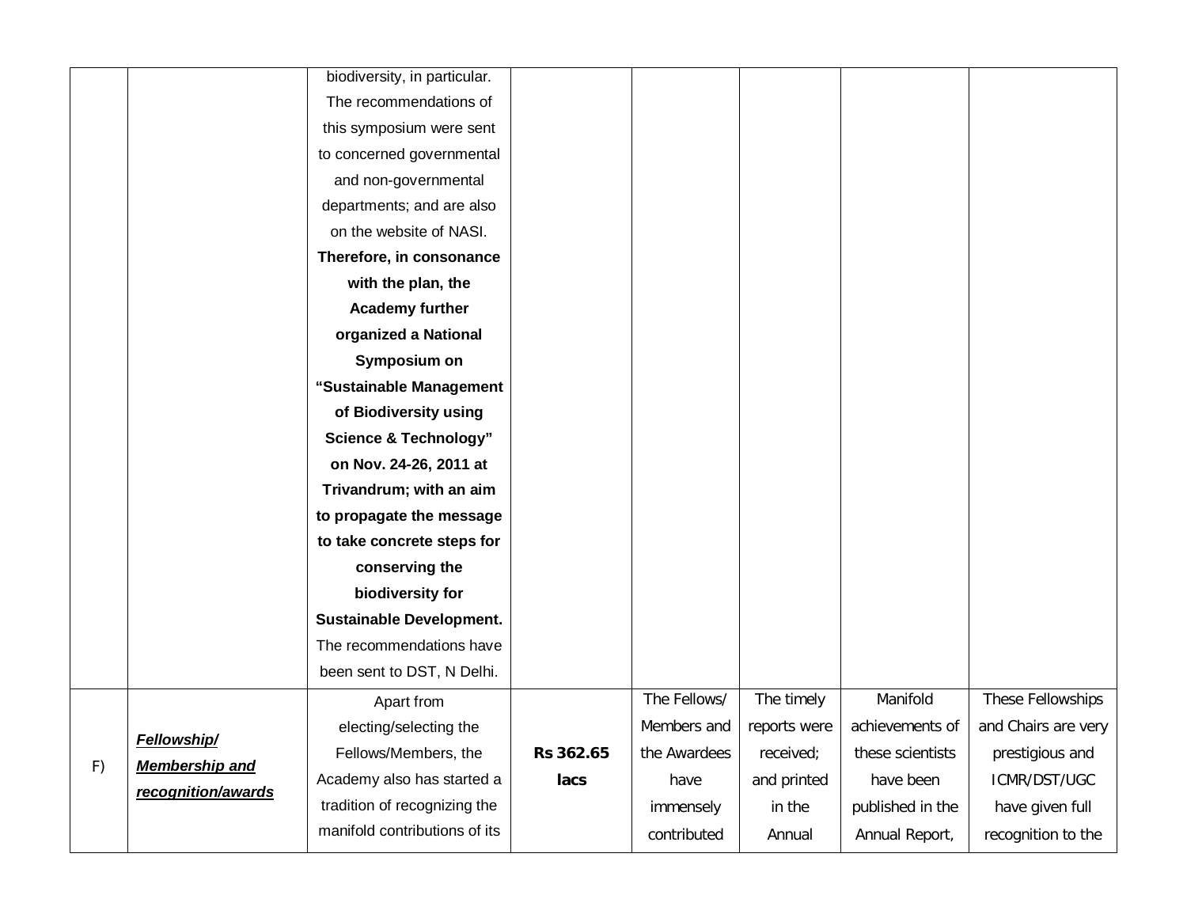| | | | | | | | |
|---|---|---|---|---|---|---|---|
| | | biodiversity, in particular. The recommendations of this symposium were sent to concerned governmental and non-governmental departments; and are also on the website of NASI. **Therefore, in consonance with the plan, the Academy further organized a National Symposium on "Sustainable Management of Biodiversity using Science & Technology" on Nov. 24-26, 2011 at Trivandrum; with an aim to propagate the message to take concrete steps for conserving the biodiversity for Sustainable Development.** The recommendations have been sent to DST, N Delhi. | | | | | |
| F) | ***Fellowship/ Membership and recognition/awards*** | Apart from electing/selecting the Fellows/Members, the Academy also has started a tradition of recognizing the manifold contributions of its | **Rs 362.65 lacs** | The Fellows/ Members and the Awardees have immensely contributed | The timely reports were received; and printed in the Annual | Manifold achievements of these scientists have been published in the Annual Report, | These Fellowships and Chairs are very prestigious and ICMR/DST/UGC have given full recognition to the |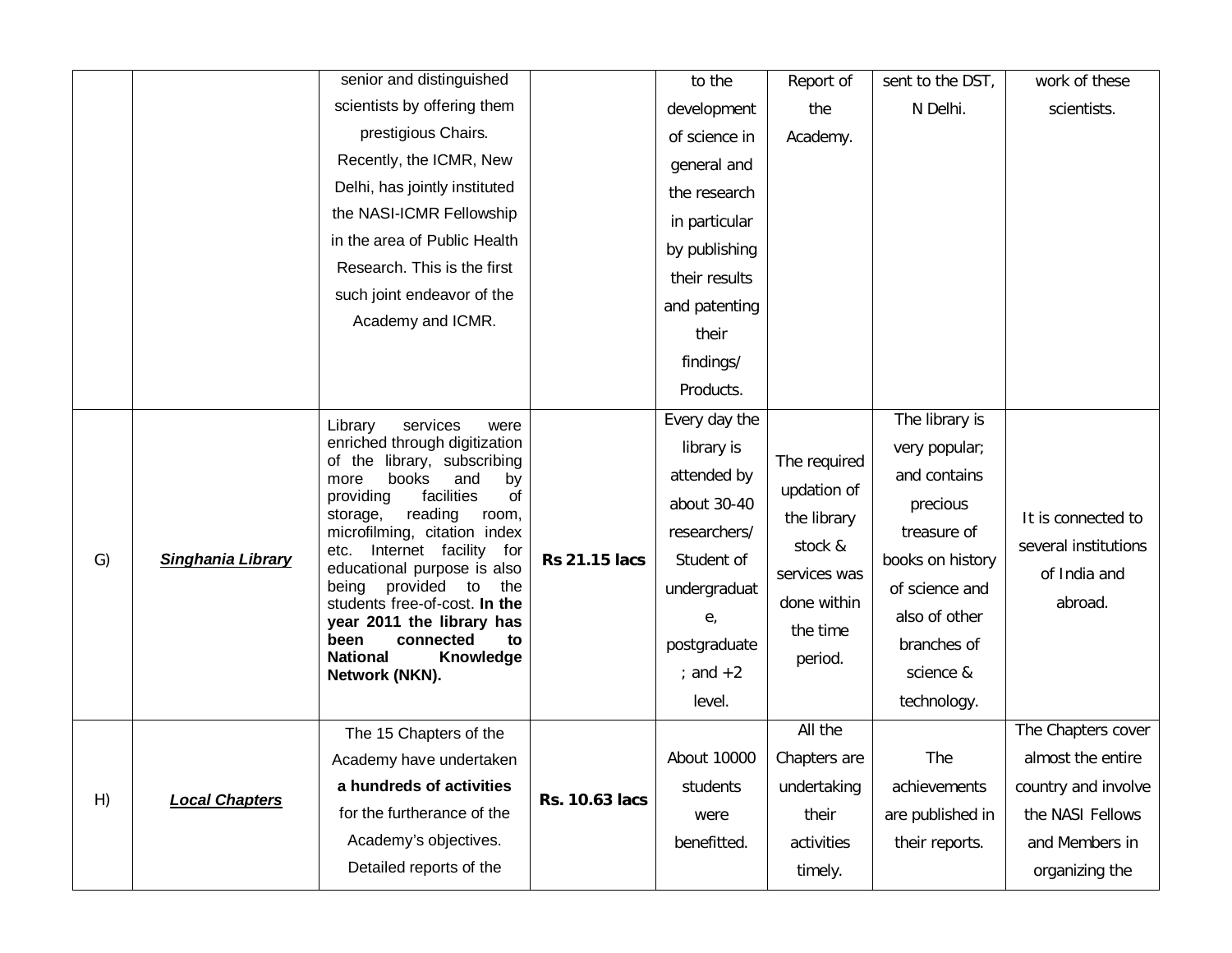| | | | | | | | |
|---|---|---|---|---|---|---|---|
| | | senior and distinguished scientists by offering them prestigious Chairs. Recently, the ICMR, New Delhi, has jointly instituted the NASI-ICMR Fellowship in the area of Public Health Research. This is the first such joint endeavor of the Academy and ICMR. | | to the development of science in general and the research in particular by publishing their results and patenting their findings/ Products. | Report of the Academy. | sent to the DST, N Delhi. | work of these scientists. |
| G) | ***Singhania Library*** | Library services were enriched through digitization of the library, subscribing more books and by providing facilities of storage, reading room, microfilming, citation index etc. Internet facility for educational purpose is also being provided to the students free-of-cost. **In the year 2011 the library has been connected to National Knowledge Network (NKN).** | **Rs 21.15 lacs** | Every day the library is attended by about 30-40 researchers/ Student of undergraduate, postgraduate; and +2 level. | The required updation of the library stock & services was done within the time period. | The library is very popular; and contains precious treasure of books on history of science and also of other branches of science & technology. | It is connected to several institutions of India and abroad. |
| H) | ***Local Chapters*** | The 15 Chapters of the Academy have undertaken **a hundreds of activities** for the furtherance of the Academy's objectives. Detailed reports of the | **Rs. 10.63 lacs** | About 10000 students were benefitted. | All the Chapters are undertaking their activities timely. | The achievements are published in their reports. | The Chapters cover almost the entire country and involve the NASI Fellows and Members in organizing the |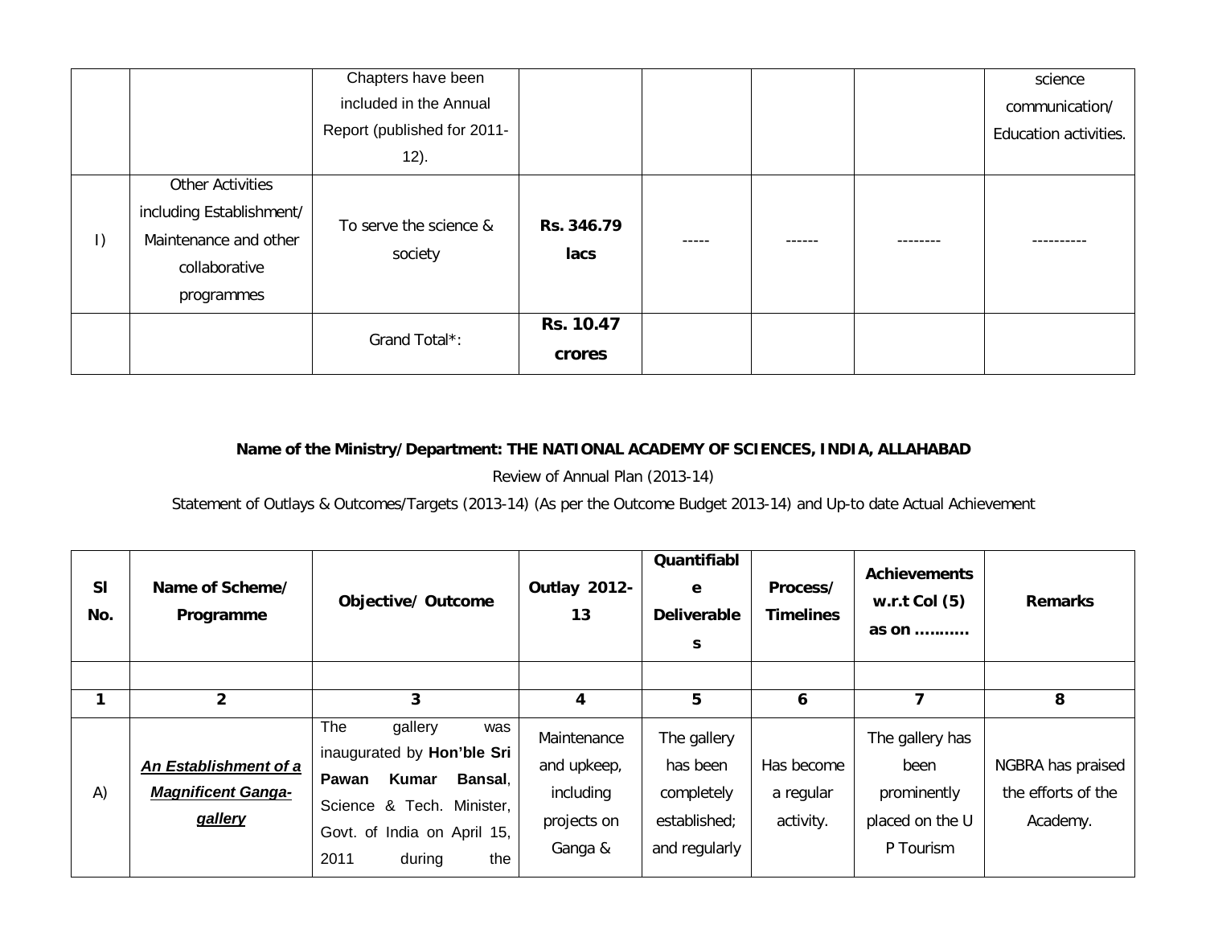|  |  | Chapters have been included in the Annual Report (published for 2011-12). |  |  |  |  | science communication/ Education activities. |
|---|---|---|---|---|---|---|---|
| I) | Other Activities including Establishment/ Maintenance and other collaborative programmes | To serve the science & society | **Rs. 346.79 lacs** | ----- | ------ | -------- | ---------- |
|  |  | Grand Total*: | **Rs. 10.47 crores** |  |  |  |  |

**Name of the Ministry/Department: THE NATIONAL ACADEMY OF SCIENCES, INDIA, ALLAHABAD**

Review of Annual Plan (2013-14)

Statement of Outlays & Outcomes/Targets (2013-14) (As per the Outcome Budget 2013-14) and Up-to date Actual Achievement

| Sl No. | Name of Scheme/ Programme | Objective/ Outcome | Outlay 2012-13 | Quantifiable Deliverables | Process/ Timelines | Achievements w.r.t Col (5) as on ……….. | Remarks |
|---|---|---|---|---|---|---|---|
|  |  |  |  |  |  |  |  |
| **1** | **2** | **3** | **4** | **5** | **6** | **7** | **8** |
| A) | ***An Establishment of a Magnificent Ganga-gallery*** | The gallery was inaugurated by **Hon'ble Sri Pawan Kumar Bansal**, Science & Tech. Minister, Govt. of India on April 15, 2011 during the | Maintenance and upkeep, including projects on Ganga & | The gallery has been completely established; and regularly | Has become a regular activity. | The gallery has been prominently placed on the U P Tourism | NGBRA has praised the efforts of the Academy. |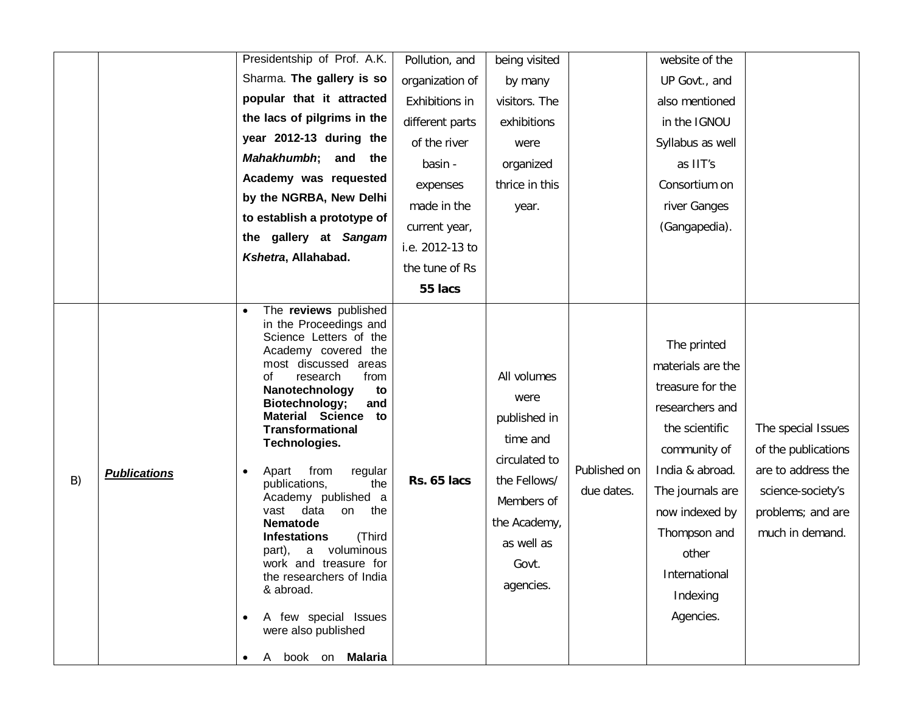| | | | | | | | |
|---|---|---|---|---|---|---|---|
| | | Presidentship of Prof. A.K. Sharma. **The gallery is so popular that it attracted the lacs of pilgrims in the year 2012-13 during the *Mahakhumbh*; and the Academy was requested by the NGRBA, New Delhi to establish a prototype of the gallery at *Sangam Kshetra*, Allahabad.** | Pollution, and organization of Exhibitions in different parts of the river basin - expenses made in the current year, i.e. 2012-13 to the tune of Rs **55 lacs** | being visited by many visitors. The exhibitions were organized thrice in this year. | | website of the UP Govt., and also mentioned in the IGNOU Syllabus as well as IIT's Consortium on river Ganges (Gangapedia). | |
| B) | ***Publications*** | • The **reviews** published in the Proceedings and Science Letters of the Academy covered the most discussed areas of research from **Nanotechnology to Biotechnology; and Material Science to Transformational Technologies.** <br><br> • Apart from regular publications, the Academy published a vast data on the **Nematode Infestations** (Third part), a voluminous work and treasure for the researchers of India & abroad. <br><br> • A few special Issues were also published <br><br> • A book on **Malaria** | **Rs. 65 lacs** | All volumes were published in time and circulated to the Fellows/ Members of the Academy, as well as Govt. agencies. | Published on due dates. | The printed materials are the treasure for the researchers and the scientific community of India & abroad. The journals are now indexed by Thompson and other International Indexing Agencies. | The special Issues of the publications are to address the science-society's problems; and are much in demand. |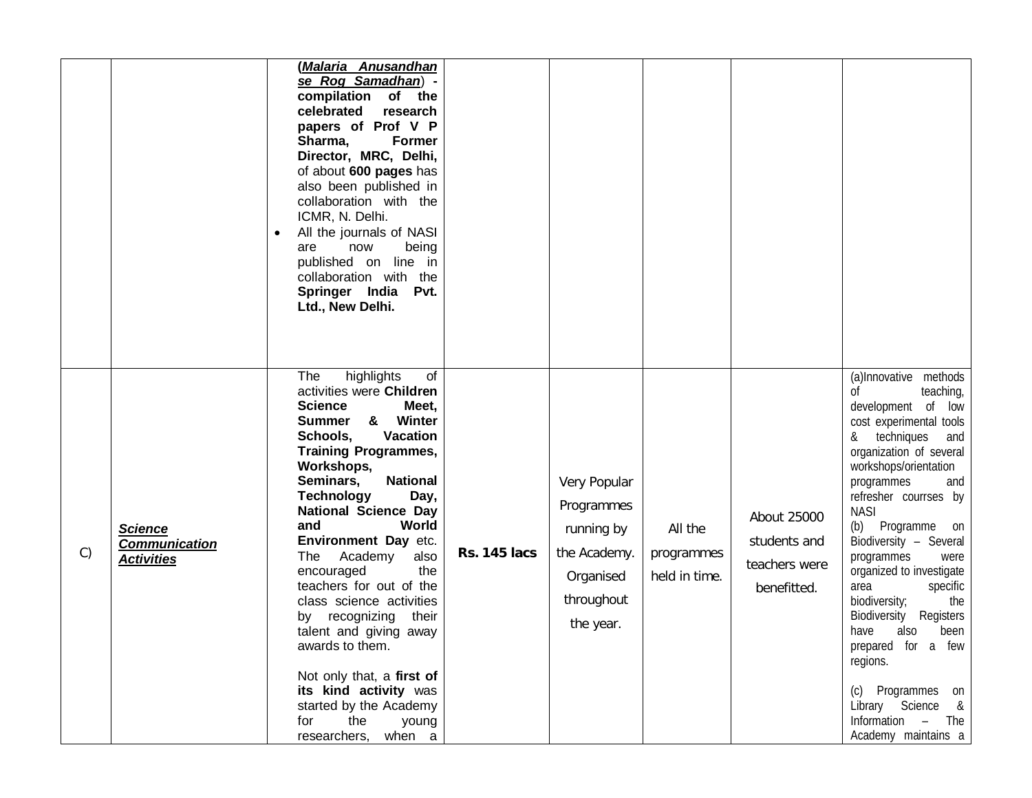| | | | | | | | |
|---|---|---|---|---|---|---|---|
| | | **(*Malaria Anusandhan se Rog Samadhan*) - compilation of the celebrated research papers of Prof V P Sharma, Former Director, MRC, Delhi,** of about **600 pages** has also been published in collaboration with the ICMR, N. Delhi.<br>• All the journals of NASI are now being published on line in collaboration with the **Springer India Pvt. Ltd., New Delhi.** | | | | | |
| C) | ***Science Communication Activities*** | The highlights of activities were **Children Science Meet, Summer & Winter Schools, Vacation Training Programmes, Workshops, Seminars, National Technology Day, National Science Day and World Environment Day** etc. The Academy also encouraged the teachers for out of the class science activities by recognizing their talent and giving away awards to them.<br><br>Not only that, a **first of its kind activity** was started by the Academy for the young researchers, when a | **Rs. 145 lacs** | Very Popular Programmes running by the Academy. Organised throughout the year. | All the programmes held in time. | About 25000 students and teachers were benefitted. | (a)Innovative methods of teaching, development of low cost experimental tools & techniques and organization of several workshops/orientation programmes and refresher courrses by NASI<br>(b) Programme on Biodiversity – Several programmes were organized to investigate area specific biodiversity; the Biodiversity Registers have also been prepared for a few regions.<br><br>(c) Programmes on Library Science & Information – The Academy maintains a |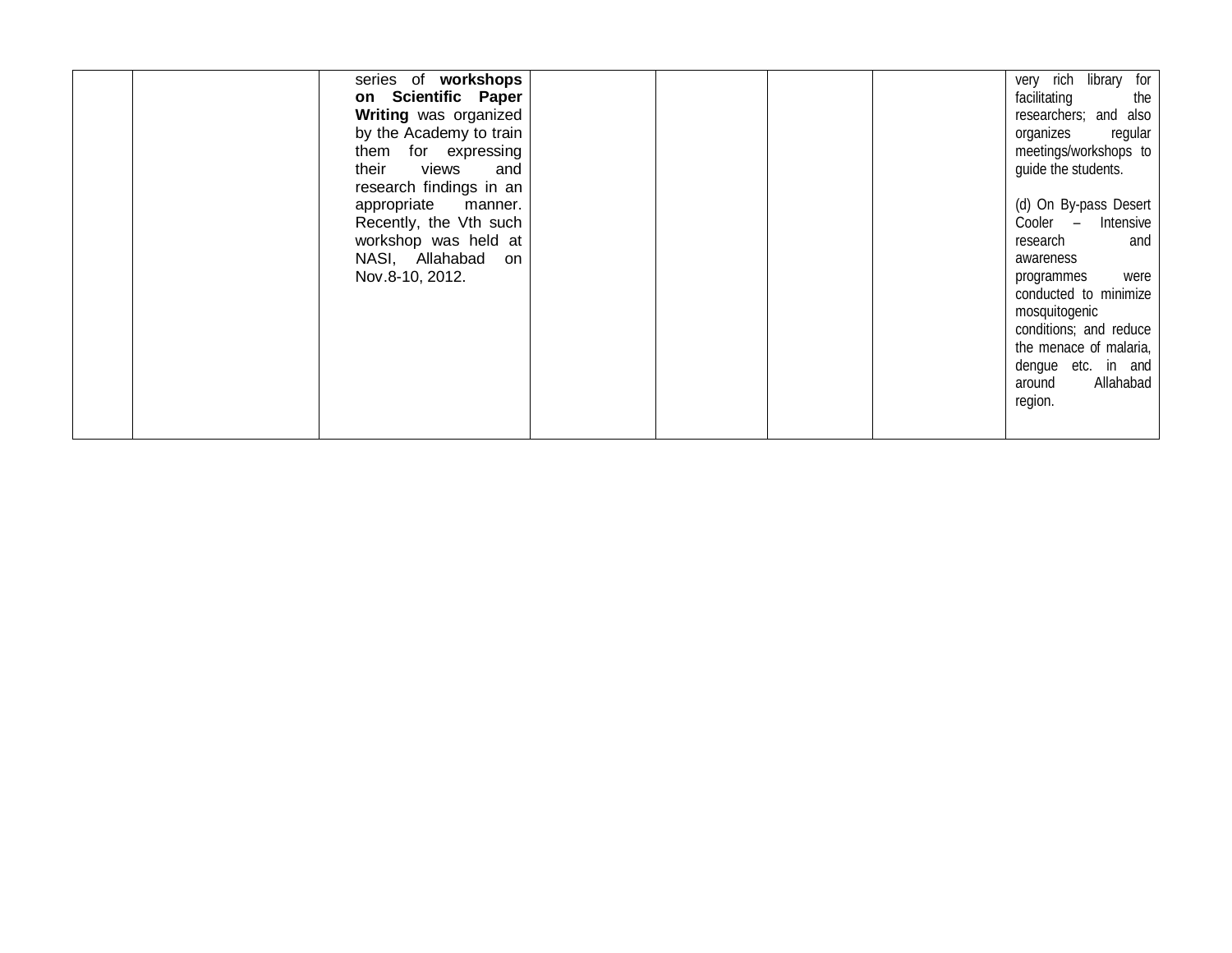|  |  | series of **workshops on Scientific Paper Writing** was organized by the Academy to train them for expressing their views and research findings in an appropriate manner. Recently, the Vth such workshop was held at NASI, Allahabad on Nov.8-10, 2012. |  |  |  |  | very rich library for facilitating the researchers; and also organizes regular meetings/workshops to guide the students.<br><br>(d) On By-pass Desert Cooler – Intensive research and awareness programmes were conducted to minimize mosquitogenic conditions; and reduce the menace of malaria, dengue etc. in and around Allahabad region. |
|---|---|---|---|---|---|---|---|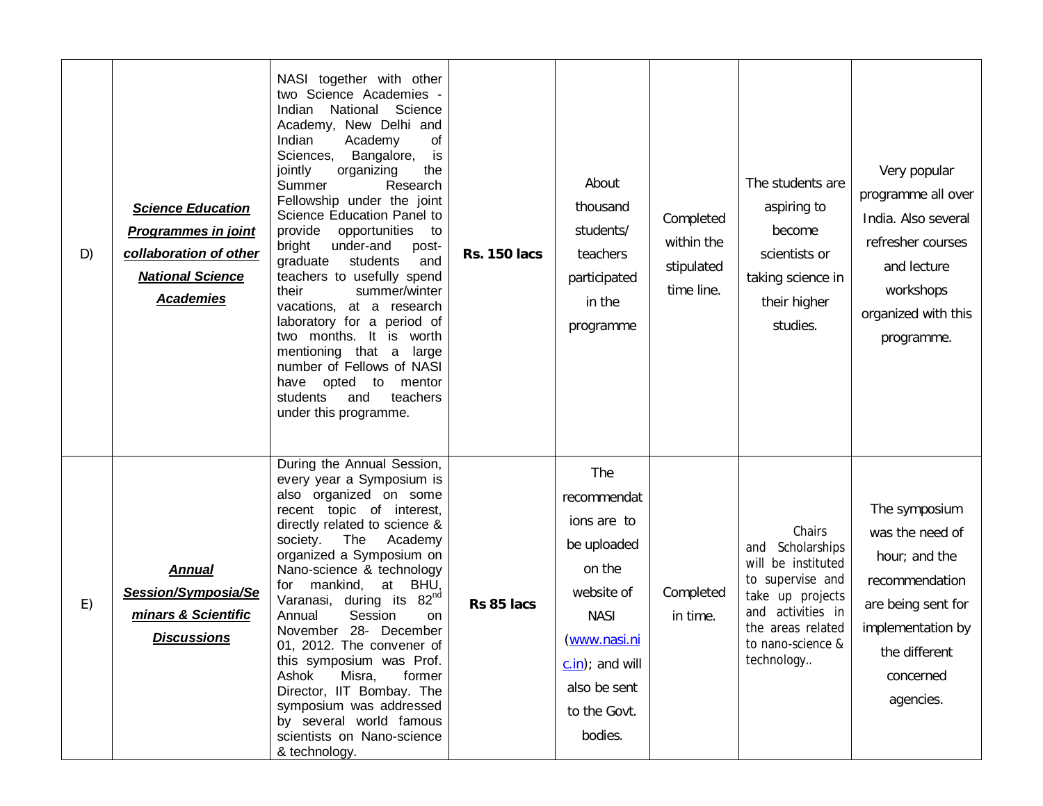| D) | ***Science Education Programmes in joint collaboration of other National Science Academies*** | NASI together with other two Science Academies - Indian National Science Academy, New Delhi and Indian Academy of Sciences, Bangalore, is jointly organizing the Summer Research Fellowship under the joint Science Education Panel to provide opportunities to bright under-and post-graduate students and teachers to usefully spend their summer/winter vacations, at a research laboratory for a period of two months. It is worth mentioning that a large number of Fellows of NASI have opted to mentor students and teachers under this programme. | **Rs. 150 lacs** | About thousand students/ teachers participated in the programme | Completed within the stipulated time line. | The students are aspiring to become scientists or taking science in their higher studies. | Very popular programme all over India. Also several refresher courses and lecture workshops organized with this programme. |
|---|---|---|---|---|---|---|---|
| E) | ***Annual Session/Symposia/Seminars & Scientific Discussions*** | During the Annual Session, every year a Symposium is also organized on some recent topic of interest, directly related to science & society. The Academy organized a Symposium on Nano-science & technology for mankind, at BHU, Varanasi, during its 82nd Annual Session on November 28- December 01, 2012. The convener of this symposium was Prof. Ashok Misra, former Director, IIT Bombay. The symposium was addressed by several world famous scientists on Nano-science & technology. | **Rs 85 lacs** | The recommendations are to be uploaded on the website of NASI (www.nasi.nic.in); and will also be sent to the Govt. bodies. | Completed in time. | Chairs and Scholarships will be instituted to supervise and take up projects and activities in the areas related to nano-science & technology.. | The symposium was the need of hour; and the recommendation are being sent for implementation by the different concerned agencies. |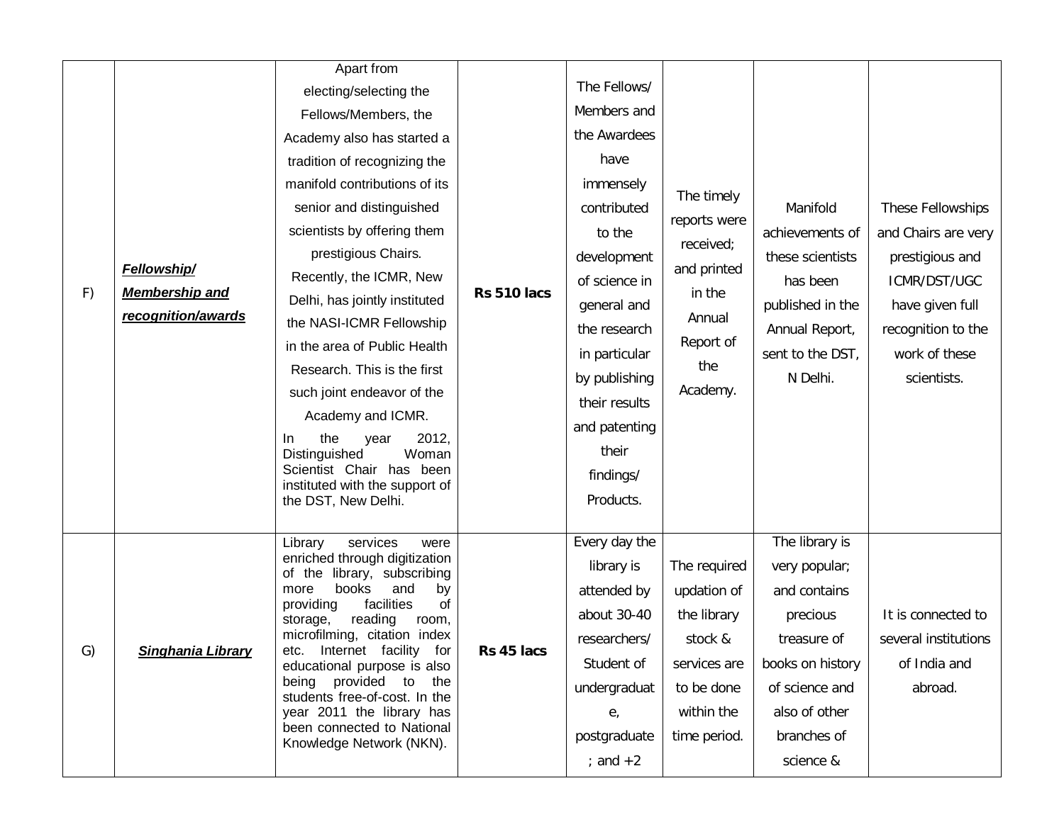| | | | | | | | |
|---|---|---|---|---|---|---|---|
| F) | ***Fellowship/ Membership and recognition/awards*** | Apart from electing/selecting the Fellows/Members, the Academy also has started a tradition of recognizing the manifold contributions of its senior and distinguished scientists by offering them prestigious Chairs. Recently, the ICMR, New Delhi, has jointly instituted the NASI-ICMR Fellowship in the area of Public Health Research. This is the first such joint endeavor of the Academy and ICMR. In the year 2012, Distinguished Woman Scientist Chair has been instituted with the support of the DST, New Delhi. | **Rs 510 lacs** | The Fellows/ Members and the Awardees have immensely contributed to the development of science in general and the research in particular by publishing their results and patenting their findings/ Products. | The timely reports were received; and printed in the Annual Report of the Academy. | Manifold achievements of these scientists has been published in the Annual Report, sent to the DST, N Delhi. | These Fellowships and Chairs are very prestigious and ICMR/DST/UGC have given full recognition to the work of these scientists. |
| G) | ***Singhania Library*** | Library services were enriched through digitization of the library, subscribing more books and by providing facilities of storage, reading room, microfilming, citation index etc. Internet facility for educational purpose is also being provided to the students free-of-cost. In the year 2011 the library has been connected to National Knowledge Network (NKN). | **Rs 45 lacs** | Every day the library is attended by about 30-40 researchers/ Student of undergraduate, postgraduate; and +2 | The required updation of the library stock & services are to be done within the time period. | The library is very popular; and contains precious treasure of books on history of science and also of other branches of science & | It is connected to several institutions of India and abroad. |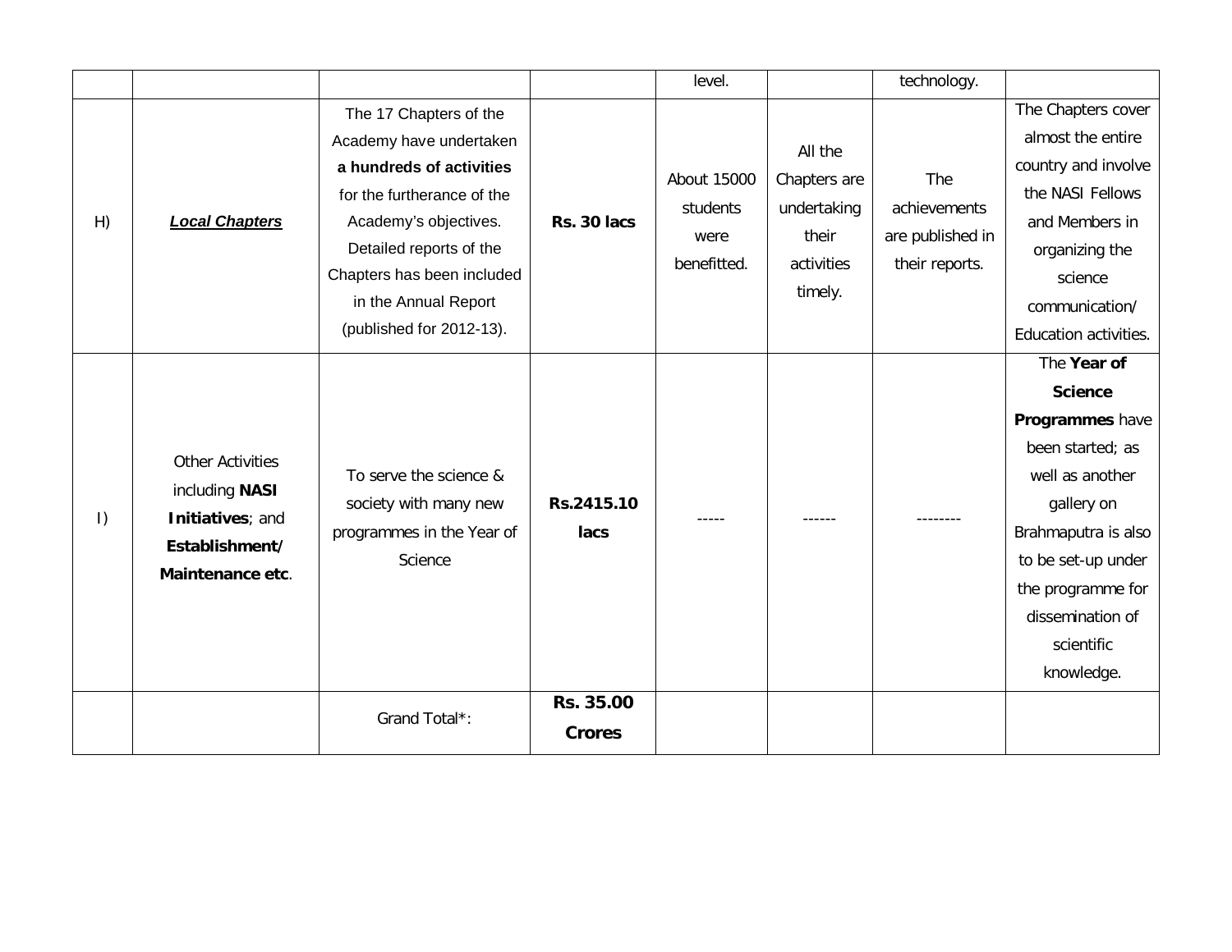| | | | | level. | | technology. | |
|---|---|---|---|---|---|---|---|
| H) | ***Local Chapters*** | The 17 Chapters of the Academy have undertaken **a hundreds of activities** for the furtherance of the Academy's objectives. Detailed reports of the Chapters has been included in the Annual Report (published for 2012-13). | **Rs. 30 lacs** | About 15000 students were benefitted. | All the Chapters are undertaking their activities timely. | The achievements are published in their reports. | The Chapters cover almost the entire country and involve the NASI Fellows and Members in organizing the science communication/ Education activities. |
| I) | Other Activities including **NASI Initiatives**; and **Establishment/ Maintenance etc**. | To serve the science & society with many new programmes in the Year of Science | **Rs.2415.10 lacs** | ----- | ------ | -------- | The **Year of Science Programmes** have been started; as well as another gallery on Brahmaputra is also to be set-up under the programme for dissemination of scientific knowledge. |
| | | Grand Total*: | **Rs. 35.00 Crores** | | | | |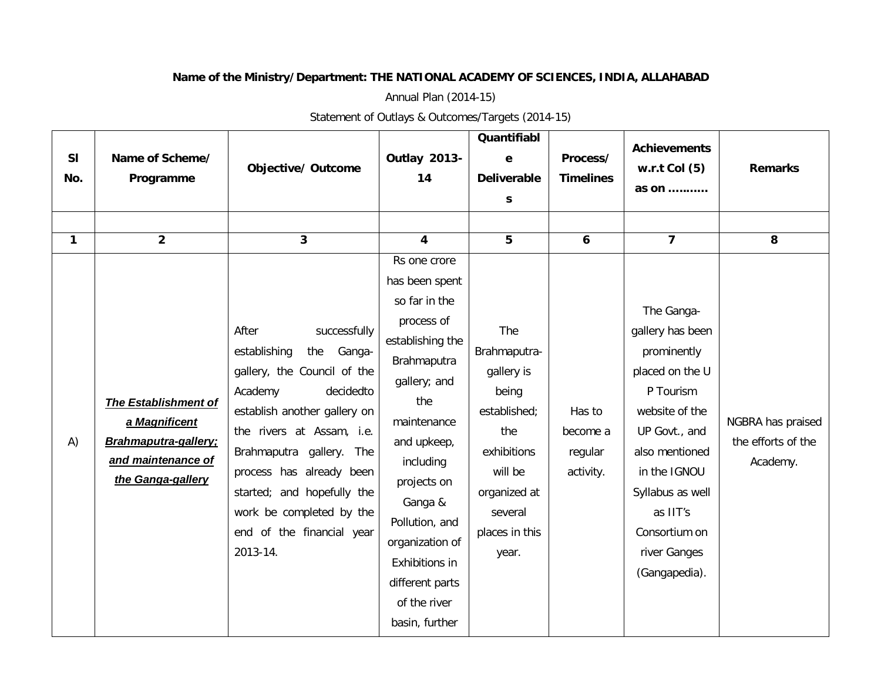**Name of the Ministry/Department: THE NATIONAL ACADEMY OF SCIENCES, INDIA, ALLAHABAD**

Annual Plan (2014-15)

Statement of Outlays & Outcomes/Targets (2014-15)

| Sl No. | Name of Scheme/ Programme | Objective/ Outcome | Outlay 2013-14 | Quantifiable Deliverables | Process/ Timelines | Achievements w.r.t Col (5) as on ……….. | Remarks |
|---|---|---|---|---|---|---|---|
| | | | | | | | |
| **1** | **2** | **3** | **4** | **5** | **6** | **7** | **8** |
| A) | ***The Establishment of a Magnificent Brahmaputra-gallery; and maintenance of the Ganga-gallery*** | After successfully establishing the Ganga-gallery, the Council of the Academy decidedto establish another gallery on the rivers at Assam, i.e. Brahmaputra gallery. The process has already been started; and hopefully the work be completed by the end of the financial year 2013-14. | Rs one crore has been spent so far in the process of establishing the Brahmaputra gallery; and the maintenance and upkeep, including projects on Ganga & Pollution, and organization of Exhibitions in different parts of the river basin, further | The Brahmaputra-gallery is being established; the exhibitions will be organized at several places in this year. | Has to become a regular activity. | The Ganga-gallery has been prominently placed on the U P Tourism website of the UP Govt., and also mentioned in the IGNOU Syllabus as well as IIT's Consortium on river Ganges (Gangapedia). | NGBRA has praised the efforts of the Academy. |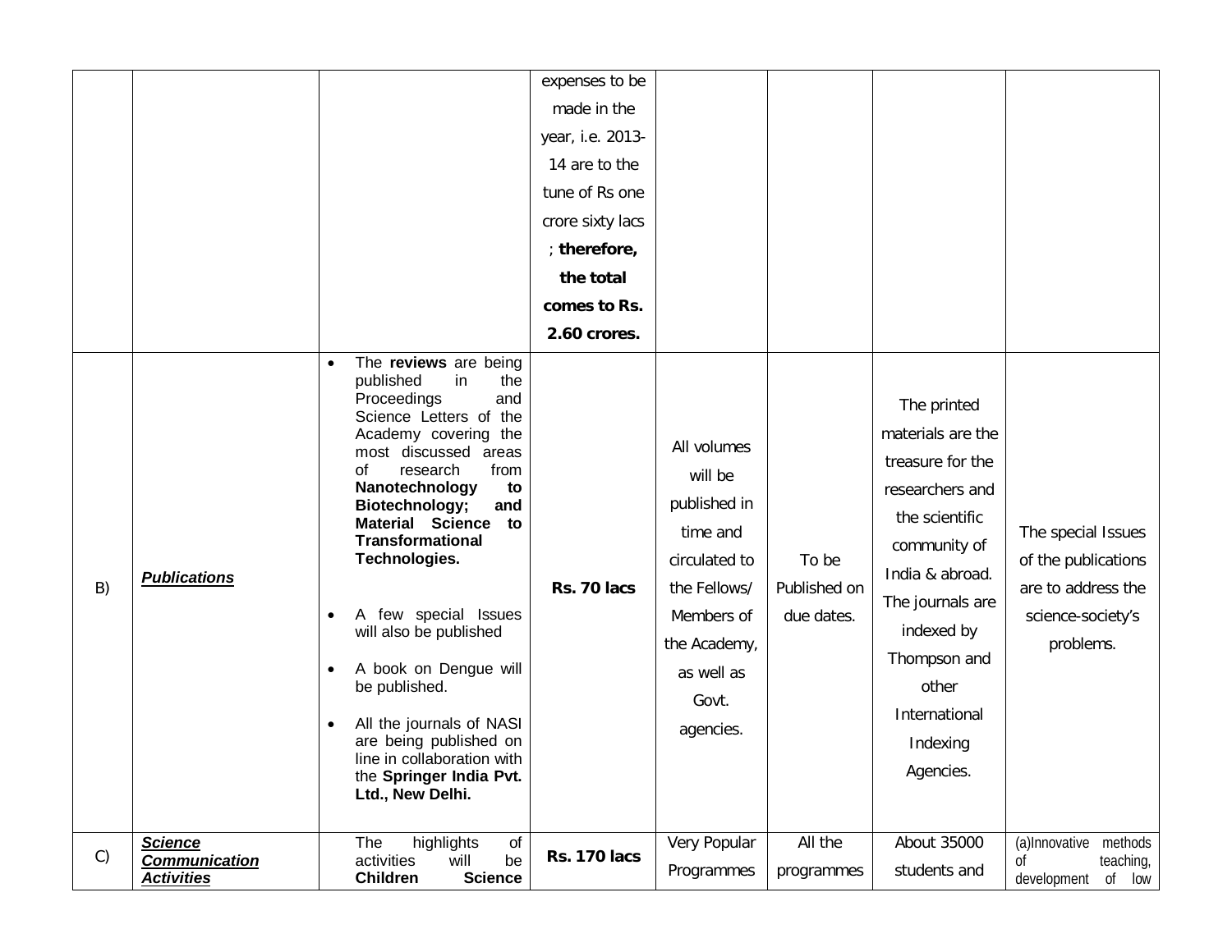| | | | | | | | |
|---|---|---|---|---|---|---|---|
| | | | expenses to be made in the year, i.e. 2013-14 are to the tune of Rs one crore sixty lacs ; **therefore, the total comes to Rs. 2.60 crores.** | | | | |
| B) | ***Publications*** | • The **reviews** are being published in the Proceedings and Science Letters of the Academy covering the most discussed areas of research from **Nanotechnology to Biotechnology; and Material Science to Transformational Technologies.**<br><br>• A few special Issues will also be published<br><br>• A book on Dengue will be published.<br><br>• All the journals of NASI are being published on line in collaboration with the **Springer India Pvt. Ltd., New Delhi.** | **Rs. 70 lacs** | All volumes will be published in time and circulated to the Fellows/ Members of the Academy, as well as Govt. agencies. | To be Published on due dates. | The printed materials are the treasure for the researchers and the scientific community of India & abroad. The journals are indexed by Thompson and other International Indexing Agencies. | The special Issues of the publications are to address the science-society's problems. |
| C) | ***Science Communication Activities*** | The highlights of activities will be **Children Science** | **Rs. 170 lacs** | Very Popular Programmes | All the programmes | About 35000 students and | (a)Innovative methods of teaching, development of low |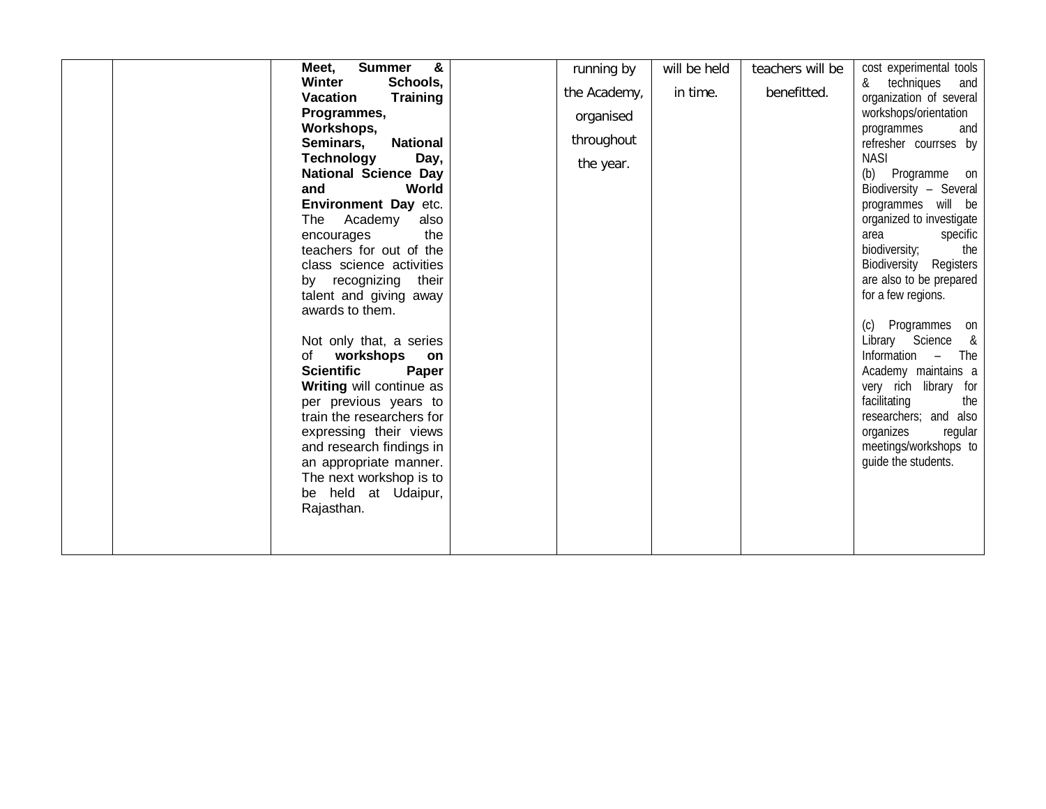|  |  |  |  |  |  |  |  |
|---|---|---|---|---|---|---|---|
|  |  | **Meet, Summer & Winter Schools, Vacation Training Programmes, Workshops, Seminars, National Technology Day, National Science Day and World Environment Day** etc. The Academy also encourages the teachers for out of the class science activities by recognizing their talent and giving away awards to them.<br><br>Not only that, a series of **workshops on Scientific Paper Writing** will continue as per previous years to train the researchers for expressing their views and research findings in an appropriate manner. The next workshop is to be held at Udaipur, Rajasthan. |  | running by the Academy, organised throughout the year. | will be held in time. | teachers will be benefitted. | cost experimental tools & techniques and organization of several workshops/orientation programmes and refresher courrses by NASI<br>(b) Programme on Biodiversity – Several programmes will be organized to investigate area specific biodiversity; the Biodiversity Registers are also to be prepared for a few regions.<br><br>(c) Programmes on Library Science & Information – The Academy maintains a very rich library for facilitating the researchers; and also organizes regular meetings/workshops to guide the students. |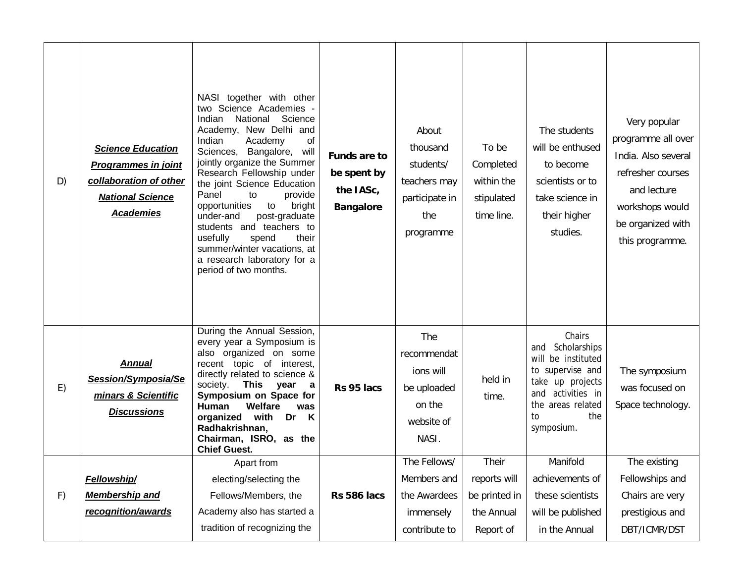| | | | | | | | |
|---|---|---|---|---|---|---|---|
| D) | ***Science Education Programmes in joint collaboration of other National Science Academies*** | NASI together with other two Science Academies - Indian National Science Academy, New Delhi and Indian Academy of Sciences, Bangalore, will jointly organize the Summer Research Fellowship under the joint Science Education Panel to provide opportunities to bright under-and post-graduate students and teachers to usefully spend their summer/winter vacations, at a research laboratory for a period of two months. | **Funds are to be spent by the IASc, Bangalore** | About thousand students/ teachers may participate in the programme | To be Completed within the stipulated time line. | The students will be enthused to become scientists or to take science in their higher studies. | Very popular programme all over India. Also several refresher courses and lecture workshops would be organized with this programme. |
| E) | ***Annual Session/Symposia/Seminars & Scientific Discussions*** | During the Annual Session, every year a Symposium is also organized on some recent topic of interest, directly related to science & society. **This year a Symposium on Space for Human Welfare was organized with Dr K Radhakrishnan, Chairman, ISRO, as the Chief Guest.** | **Rs 95 lacs** | The recommendations will be uploaded on the website of NASI. | held in time. | Chairs and Scholarships will be instituted to supervise and take up projects and activities in the areas related to the symposium. | The symposium was focused on Space technology. |
| F) | ***Fellowship/ Membership and recognition/awards*** | Apart from electing/selecting the Fellows/Members, the Academy also has started a tradition of recognizing the | **Rs 586 lacs** | The Fellows/ Members and the Awardees immensely contribute to | Their reports will be printed in the Annual Report of | Manifold achievements of these scientists will be published in the Annual | The existing Fellowships and Chairs are very prestigious and DBT/ICMR/DST |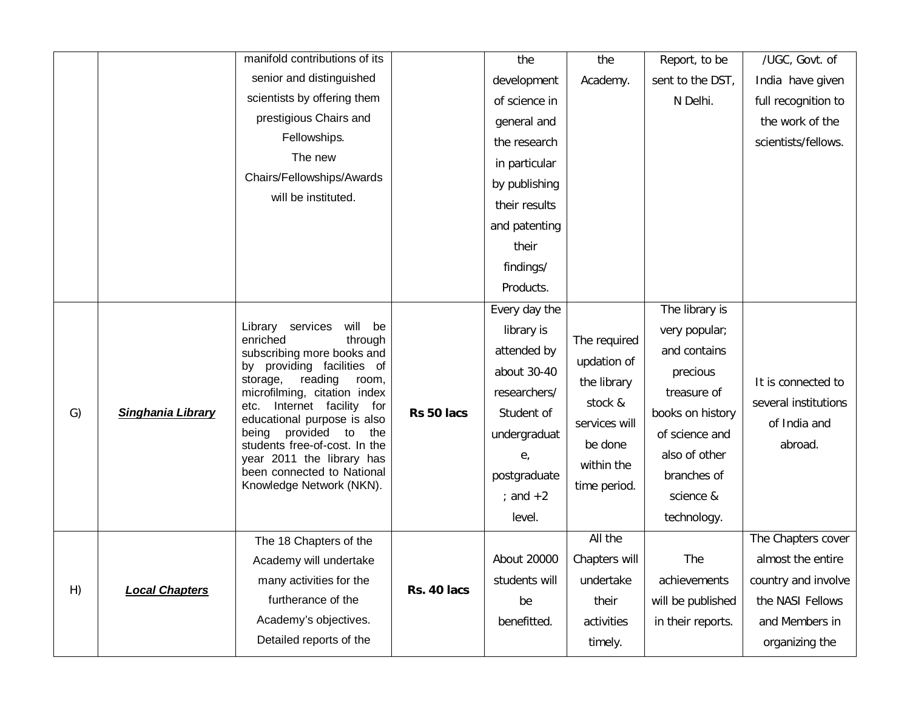| | | | | | | | |
|---|---|---|---|---|---|---|---|
| | | manifold contributions of its senior and distinguished scientists by offering them prestigious Chairs and Fellowships. The new Chairs/Fellowships/Awards will be instituted. | | the development of science in general and the research in particular by publishing their results and patenting their findings/ Products. | the Academy. | Report, to be sent to the DST, N Delhi. | /UGC, Govt. of India have given full recognition to the work of the scientists/fellows. |
| G) | ***Singhania Library*** | Library services will be enriched through subscribing more books and by providing facilities of storage, reading room, microfilming, citation index etc. Internet facility for educational purpose is also being provided to the students free-of-cost. In the year 2011 the library has been connected to National Knowledge Network (NKN). | **Rs 50 lacs** | Every day the library is attended by about 30-40 researchers/ Student of undergraduate, postgraduate; and +2 level. | The required updation of the library stock & services will be done within the time period. | The library is very popular; and contains precious treasure of books on history of science and also of other branches of science & technology. | It is connected to several institutions of India and abroad. |
| H) | ***Local Chapters*** | The 18 Chapters of the Academy will undertake many activities for the furtherance of the Academy's objectives. Detailed reports of the | **Rs. 40 lacs** | About 20000 students will be benefitted. | All the Chapters will undertake their activities timely. | The achievements will be published in their reports. | The Chapters cover almost the entire country and involve the NASI Fellows and Members in organizing the |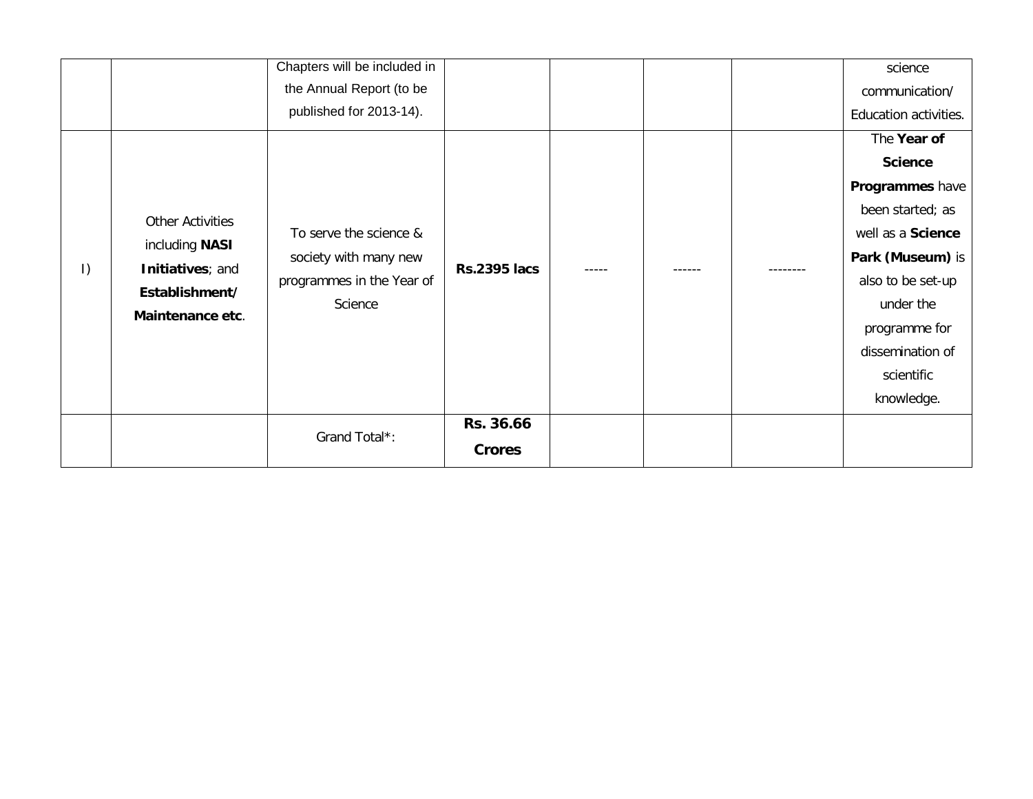| | | | | | | | |
|---|---|---|---|---|---|---|---|
| | | Chapters will be included in the Annual Report (to be published for 2013-14). | | | | | science communication/ Education activities. |
| I) | Other Activities including **NASI Initiatives**; and **Establishment/ Maintenance etc**. | To serve the science & society with many new programmes in the Year of Science | **Rs.2395 lacs** | ----- | ------ | -------- | The **Year of Science Programmes** have been started; as well as a **Science Park (Museum)** is also to be set-up under the programme for dissemination of scientific knowledge. |
| | | Grand Total*: | **Rs. 36.66 Crores** | | | | |